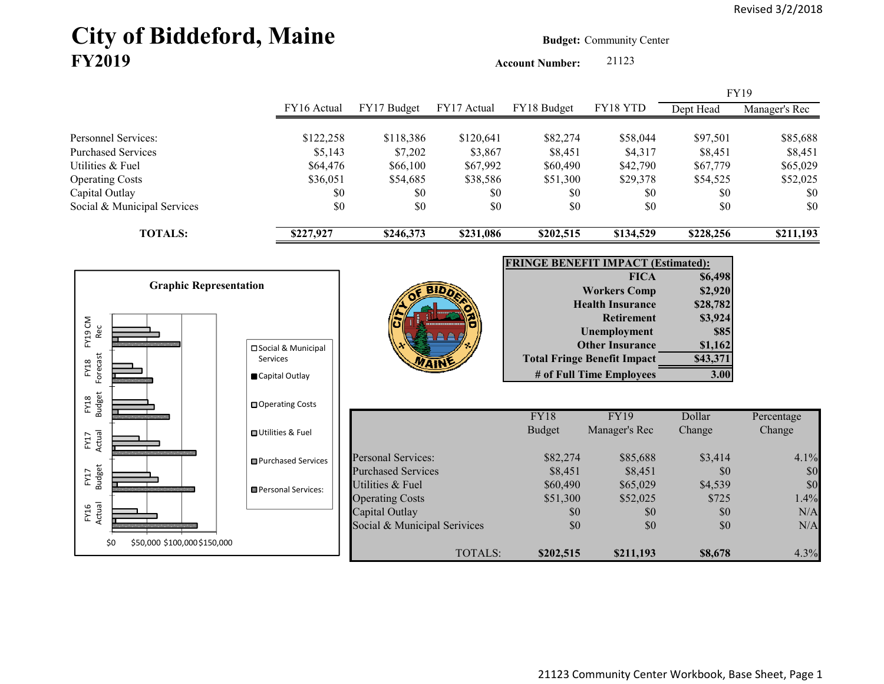Revised 3/2/2018

# City of Biddeford, Maine

## FY2019

**Budget:** Community Center

**Account Number:** 21123

| | FY16 Actual | FY17 Budget | FY17 Actual | FY18 Budget | FY18 YTD | FY19 Dept Head | FY19 Manager's Rec |
|---|---|---|---|---|---|---|---|
| Personnel Services: | $122,258 | $118,386 | $120,641 | $82,274 | $58,044 | $97,501 | $85,688 |
| Purchased Services | $5,143 | $7,202 | $3,867 | $8,451 | $4,317 | $8,451 | $8,451 |
| Utilities & Fuel | $64,476 | $66,100 | $67,992 | $60,490 | $42,790 | $67,779 | $65,029 |
| Operating Costs | $36,051 | $54,685 | $38,586 | $51,300 | $29,378 | $54,525 | $52,025 |
| Capital Outlay | $0 | $0 | $0 | $0 | $0 | $0 | $0 |
| Social & Municipal Services | $0 | $0 | $0 | $0 | $0 | $0 | $0 |
| **TOTALS:** | **$227,927** | **$246,373** | **$231,086** | **$202,515** | **$134,529** | **$228,256** | **$211,193** |

**Graphic Representation**

(Bar chart: FY16 Actual, FY17 Budget, FY17 Actual, FY18 Budget, FY18 Forecast, FY19 CM Rec; categories: Social & Municipal Services, Capital Outlay, Operating Costs, Utilities & Fuel, Purchased Services, Personal Services:; axis $0, $50,000, $100,000, $150,000)

| **FRINGE BENEFIT IMPACT (Estimated):** | |
|---|---|
| **FICA** | **$6,498** |
| **Workers Comp** | **$2,920** |
| **Health Insurance** | **$28,782** |
| **Retirement** | **$3,924** |
| **Unemployment** | **$85** |
| **Other Insurance** | **$1,162** |
| **Total Fringe Benefit Impact** | **$43,371** |
| **# of Full Time Employees** | **3.00** |

| | FY18 Budget | FY19 Manager's Rec | Dollar Change | Percentage Change |
|---|---|---|---|---|
| Personal Services: | $82,274 | $85,688 | $3,414 | 4.1% |
| Purchased Services | $8,451 | $8,451 | $0 | $0 |
| Utilities & Fuel | $60,490 | $65,029 | $4,539 | $0 |
| Operating Costs | $51,300 | $52,025 | $725 | 1.4% |
| Capital Outlay | $0 | $0 | $0 | N/A |
| Social & Municipal Services | $0 | $0 | $0 | N/A |
| TOTALS: | **$202,515** | **$211,193** | **$8,678** | 4.3% |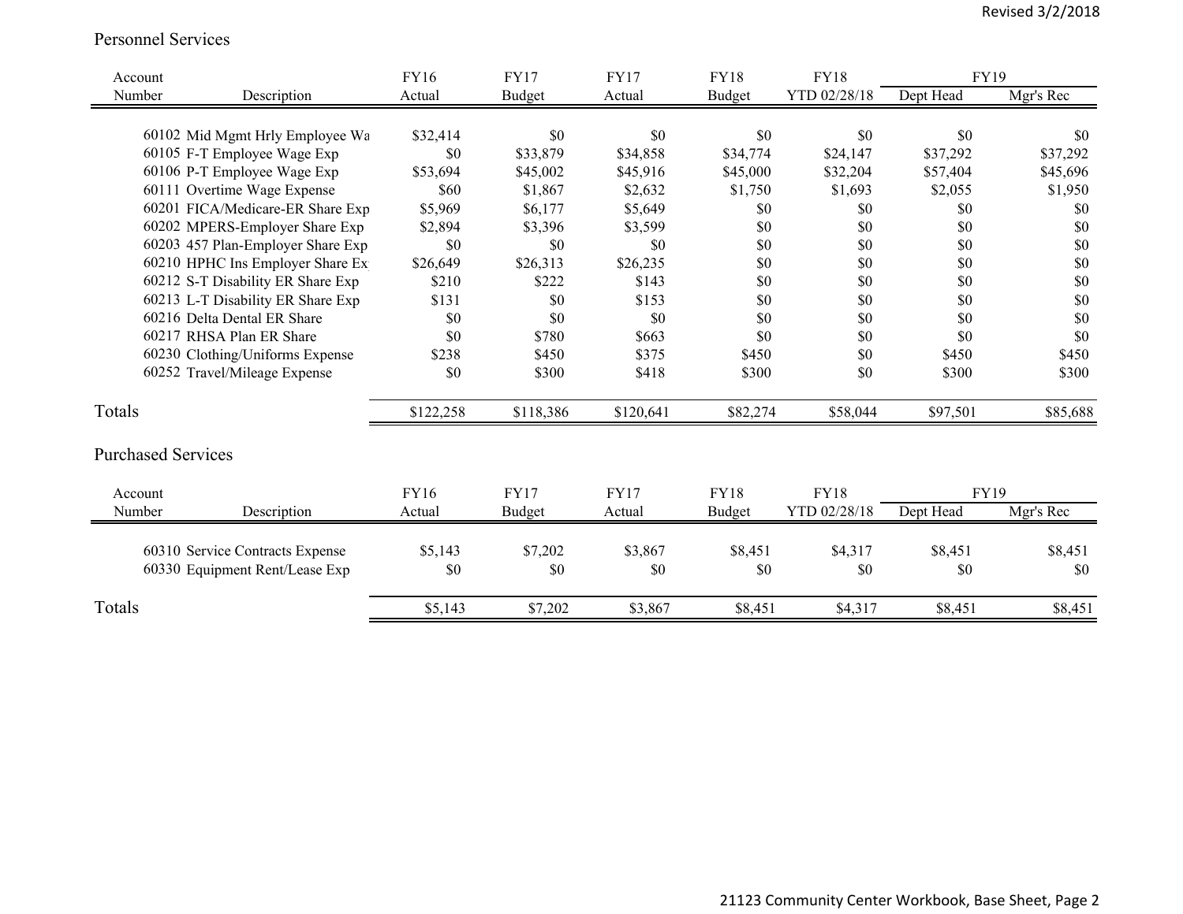Revised 3/2/2018

## Personnel Services

| Account Number | Description | FY16 Actual | FY17 Budget | FY17 Actual | FY18 Budget | FY18 YTD 02/28/18 | FY19 Dept Head | FY19 Mgr's Rec |
|---|---|---|---|---|---|---|---|---|
| 60102 | Mid Mgmt Hrly Employee Wa | $32,414 | $0 | $0 | $0 | $0 | $0 | $0 |
| 60105 | F-T Employee Wage Exp | $0 | $33,879 | $34,858 | $34,774 | $24,147 | $37,292 | $37,292 |
| 60106 | P-T Employee Wage Exp | $53,694 | $45,002 | $45,916 | $45,000 | $32,204 | $57,404 | $45,696 |
| 60111 | Overtime Wage Expense | $60 | $1,867 | $2,632 | $1,750 | $1,693 | $2,055 | $1,950 |
| 60201 | FICA/Medicare-ER Share Exp | $5,969 | $6,177 | $5,649 | $0 | $0 | $0 | $0 |
| 60202 | MPERS-Employer Share Exp | $2,894 | $3,396 | $3,599 | $0 | $0 | $0 | $0 |
| 60203 | 457 Plan-Employer Share Exp | $0 | $0 | $0 | $0 | $0 | $0 | $0 |
| 60210 | HPHC Ins Employer Share Ex | $26,649 | $26,313 | $26,235 | $0 | $0 | $0 | $0 |
| 60212 | S-T Disability ER Share Exp | $210 | $222 | $143 | $0 | $0 | $0 | $0 |
| 60213 | L-T Disability ER Share Exp | $131 | $0 | $153 | $0 | $0 | $0 | $0 |
| 60216 | Delta Dental ER Share | $0 | $0 | $0 | $0 | $0 | $0 | $0 |
| 60217 | RHSA Plan ER Share | $0 | $780 | $663 | $0 | $0 | $0 | $0 |
| 60230 | Clothing/Uniforms Expense | $238 | $450 | $375 | $450 | $0 | $450 | $450 |
| 60252 | Travel/Mileage Expense | $0 | $300 | $418 | $300 | $0 | $300 | $300 |
| **Totals** | | $122,258 | $118,386 | $120,641 | $82,274 | $58,044 | $97,501 | $85,688 |

## Purchased Services

| Account Number | Description | FY16 Actual | FY17 Budget | FY17 Actual | FY18 Budget | FY18 YTD 02/28/18 | FY19 Dept Head | FY19 Mgr's Rec |
|---|---|---|---|---|---|---|---|---|
| 60310 | Service Contracts Expense | $5,143 | $7,202 | $3,867 | $8,451 | $4,317 | $8,451 | $8,451 |
| 60330 | Equipment Rent/Lease Exp | $0 | $0 | $0 | $0 | $0 | $0 | $0 |
| **Totals** | | $5,143 | $7,202 | $3,867 | $8,451 | $4,317 | $8,451 | $8,451 |

21123 Community Center Workbook, Base Sheet, Page 2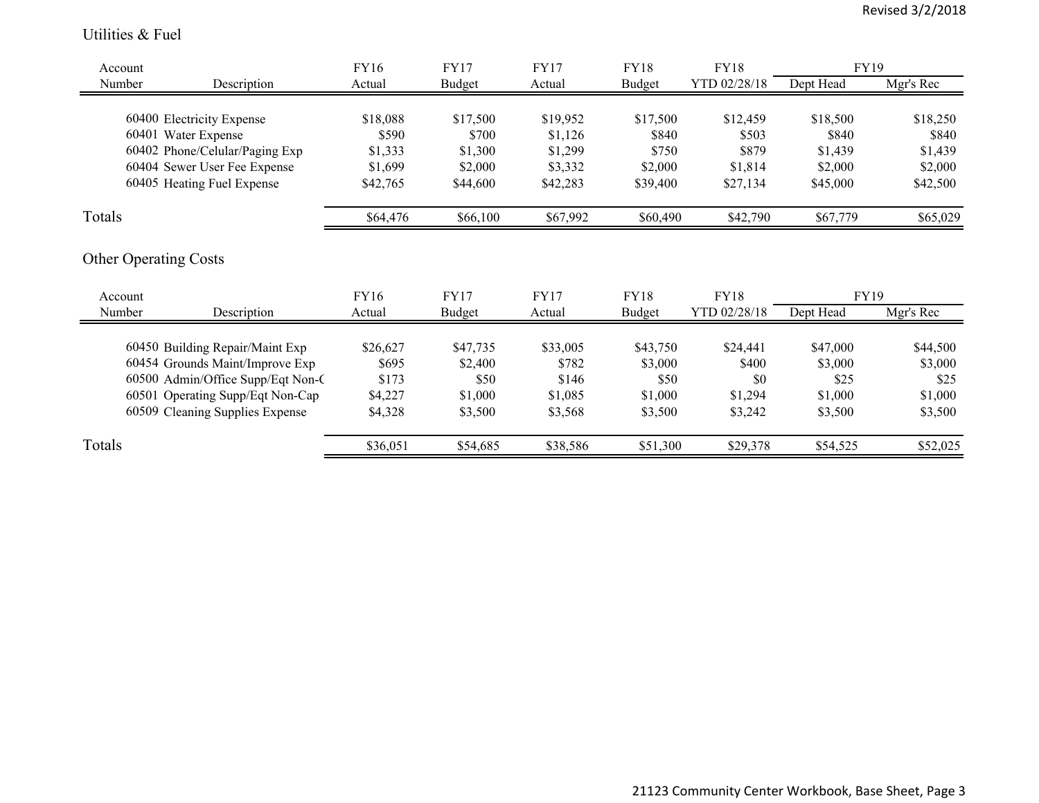Revised 3/2/2018

## Utilities & Fuel

| Account Number | Description | FY16 Actual | FY17 Budget | FY17 Actual | FY18 Budget | FY18 YTD 02/28/18 | FY19 Dept Head | FY19 Mgr's Rec |
|---|---|---|---|---|---|---|---|---|
| 60400 | Electricity Expense | $18,088 | $17,500 | $19,952 | $17,500 | $12,459 | $18,500 | $18,250 |
| 60401 | Water Expense | $590 | $700 | $1,126 | $840 | $503 | $840 | $840 |
| 60402 | Phone/Celular/Paging Exp | $1,333 | $1,300 | $1,299 | $750 | $879 | $1,439 | $1,439 |
| 60404 | Sewer User Fee Expense | $1,699 | $2,000 | $3,332 | $2,000 | $1,814 | $2,000 | $2,000 |
| 60405 | Heating Fuel Expense | $42,765 | $44,600 | $42,283 | $39,400 | $27,134 | $45,000 | $42,500 |
| Totals | | $64,476 | $66,100 | $67,992 | $60,490 | $42,790 | $67,779 | $65,029 |

## Other Operating Costs

| Account Number | Description | FY16 Actual | FY17 Budget | FY17 Actual | FY18 Budget | FY18 YTD 02/28/18 | FY19 Dept Head | FY19 Mgr's Rec |
|---|---|---|---|---|---|---|---|---|
| 60450 | Building Repair/Maint Exp | $26,627 | $47,735 | $33,005 | $43,750 | $24,441 | $47,000 | $44,500 |
| 60454 | Grounds Maint/Improve Exp | $695 | $2,400 | $782 | $3,000 | $400 | $3,000 | $3,000 |
| 60500 | Admin/Office Supp/Eqt Non-C | $173 | $50 | $146 | $50 | $0 | $25 | $25 |
| 60501 | Operating Supp/Eqt Non-Cap | $4,227 | $1,000 | $1,085 | $1,000 | $1,294 | $1,000 | $1,000 |
| 60509 | Cleaning Supplies Expense | $4,328 | $3,500 | $3,568 | $3,500 | $3,242 | $3,500 | $3,500 |
| Totals | | $36,051 | $54,685 | $38,586 | $51,300 | $29,378 | $54,525 | $52,025 |

21123 Community Center Workbook, Base Sheet, Page 3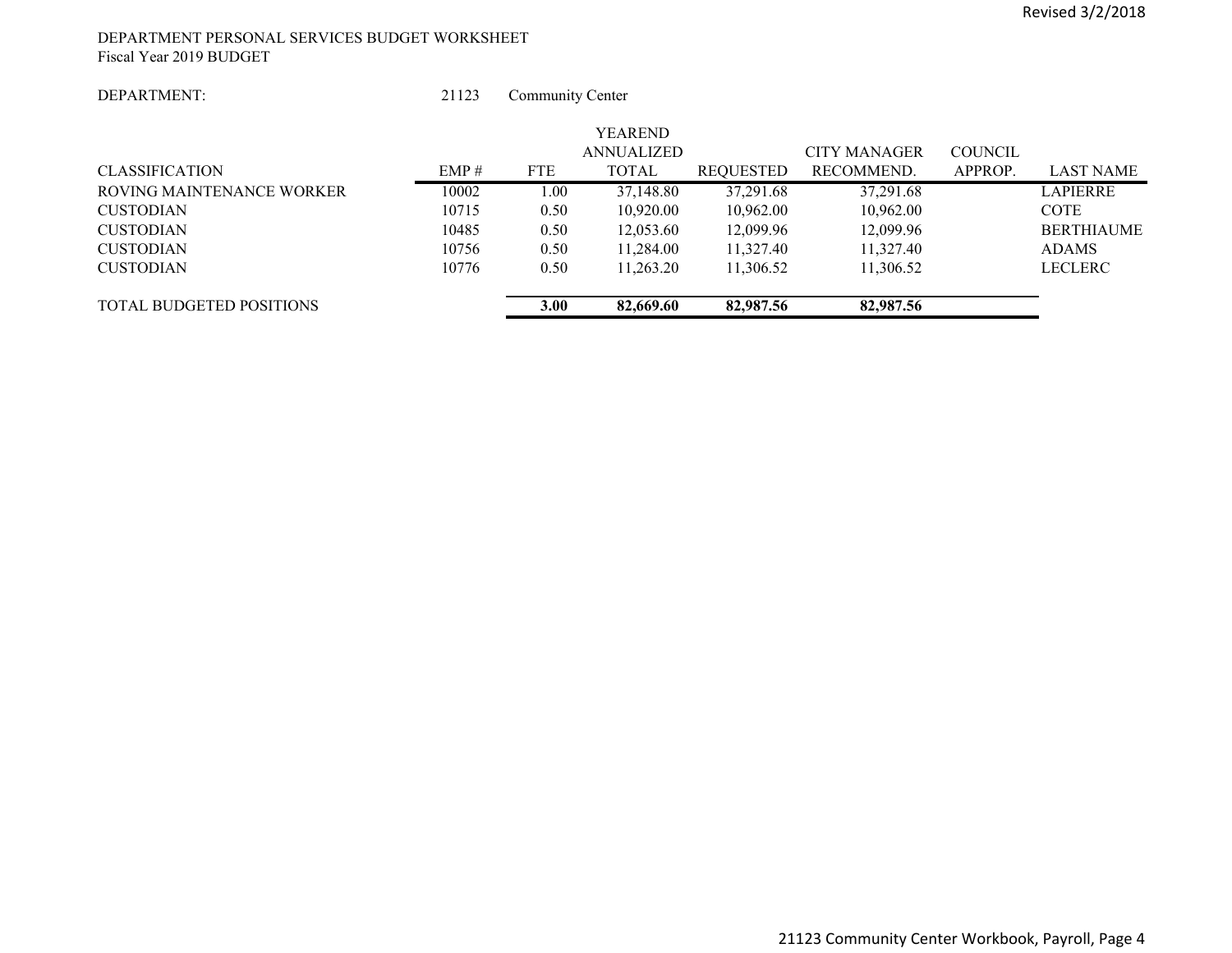DEPARTMENT PERSONAL SERVICES BUDGET WORKSHEET
Fiscal Year 2019 BUDGET

DEPARTMENT: 21123 Community Center

| CLASSIFICATION | EMP # | FTE | YEAREND ANNUALIZED TOTAL | REQUESTED | CITY MANAGER RECOMMEND. | COUNCIL APPROP. | LAST NAME |
|---|---|---|---|---|---|---|---|
| ROVING MAINTENANCE WORKER | 10002 | 1.00 | 37,148.80 | 37,291.68 | 37,291.68 | | LAPIERRE |
| CUSTODIAN | 10715 | 0.50 | 10,920.00 | 10,962.00 | 10,962.00 | | COTE |
| CUSTODIAN | 10485 | 0.50 | 12,053.60 | 12,099.96 | 12,099.96 | | BERTHIAUME |
| CUSTODIAN | 10756 | 0.50 | 11,284.00 | 11,327.40 | 11,327.40 | | ADAMS |
| CUSTODIAN | 10776 | 0.50 | 11,263.20 | 11,306.52 | 11,306.52 | | LECLERC |
| TOTAL BUDGETED POSITIONS | | **3.00** | **82,669.60** | **82,987.56** | **82,987.56** | | |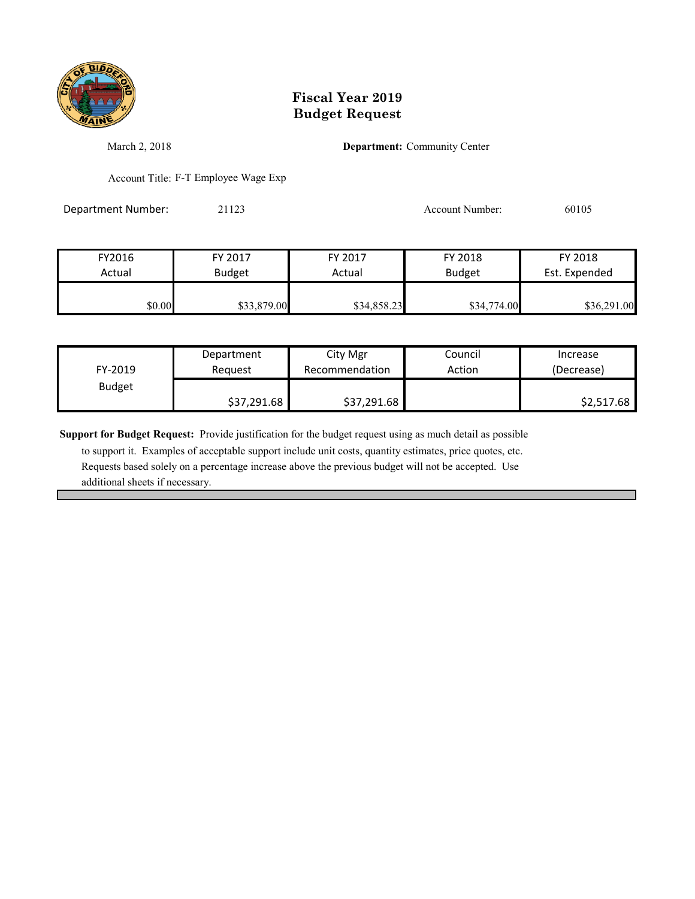# Fiscal Year 2019
# Budget Request

March 2, 2018

**Department:** Community Center

Account Title: F-T Employee Wage Exp

Department Number: 21123

Account Number: 60105

| FY2016 Actual | FY 2017 Budget | FY 2017 Actual | FY 2018 Budget | FY 2018 Est. Expended |
|---|---|---|---|---|
| $0.00 | $33,879.00 | $34,858.23 | $34,774.00 | $36,291.00 |

| FY-2019 Budget | Department Request | City Mgr Recommendation | Council Action | Increase (Decrease) |
|---|---|---|---|---|
| | $37,291.68 | $37,291.68 | | $2,517.68 |

**Support for Budget Request:** Provide justification for the budget request using as much detail as possible to support it. Examples of acceptable support include unit costs, quantity estimates, price quotes, etc. Requests based solely on a percentage increase above the previous budget will not be accepted. Use additional sheets if necessary.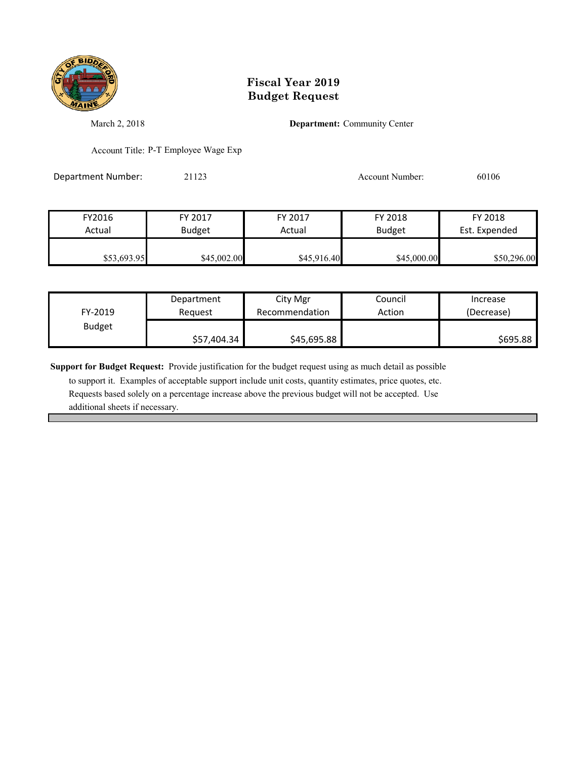# Fiscal Year 2019
# Budget Request

March 2, 2018

**Department:** Community Center

Account Title: P-T Employee Wage Exp

Department Number: 21123

Account Number: 60106

| FY2016 Actual | FY 2017 Budget | FY 2017 Actual | FY 2018 Budget | FY 2018 Est. Expended |
|---|---|---|---|---|
| $53,693.95 | $45,002.00 | $45,916.40 | $45,000.00 | $50,296.00 |

| FY-2019 Budget | Department Request | City Mgr Recommendation | Council Action | Increase (Decrease) |
|---|---|---|---|---|
| | $57,404.34 | $45,695.88 | | $695.88 |

**Support for Budget Request:** Provide justification for the budget request using as much detail as possible to support it. Examples of acceptable support include unit costs, quantity estimates, price quotes, etc. Requests based solely on a percentage increase above the previous budget will not be accepted. Use additional sheets if necessary.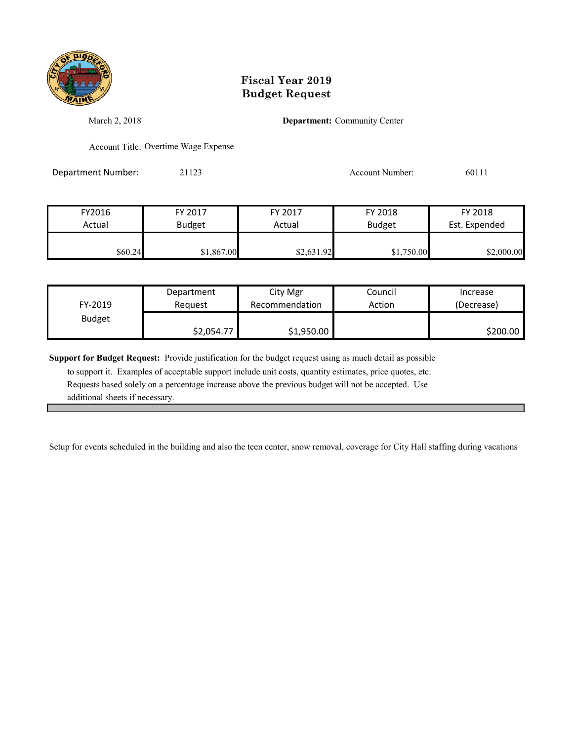# Fiscal Year 2019
# Budget Request

March 2, 2018

**Department:** Community Center

Account Title: Overtime Wage Expense

Department Number: 21123

Account Number: 60111

| FY2016 Actual | FY 2017 Budget | FY 2017 Actual | FY 2018 Budget | FY 2018 Est. Expended |
|---|---|---|---|---|
| $60.24 | $1,867.00 | $2,631.92 | $1,750.00 | $2,000.00 |

| FY-2019 Budget | Department Request | City Mgr Recommendation | Council Action | Increase (Decrease) |
|---|---|---|---|---|
| | $2,054.77 | $1,950.00 | | $200.00 |

**Support for Budget Request:** Provide justification for the budget request using as much detail as possible to support it. Examples of acceptable support include unit costs, quantity estimates, price quotes, etc. Requests based solely on a percentage increase above the previous budget will not be accepted. Use additional sheets if necessary.

Setup for events scheduled in the building and also the teen center, snow removal, coverage for City Hall staffing during vacations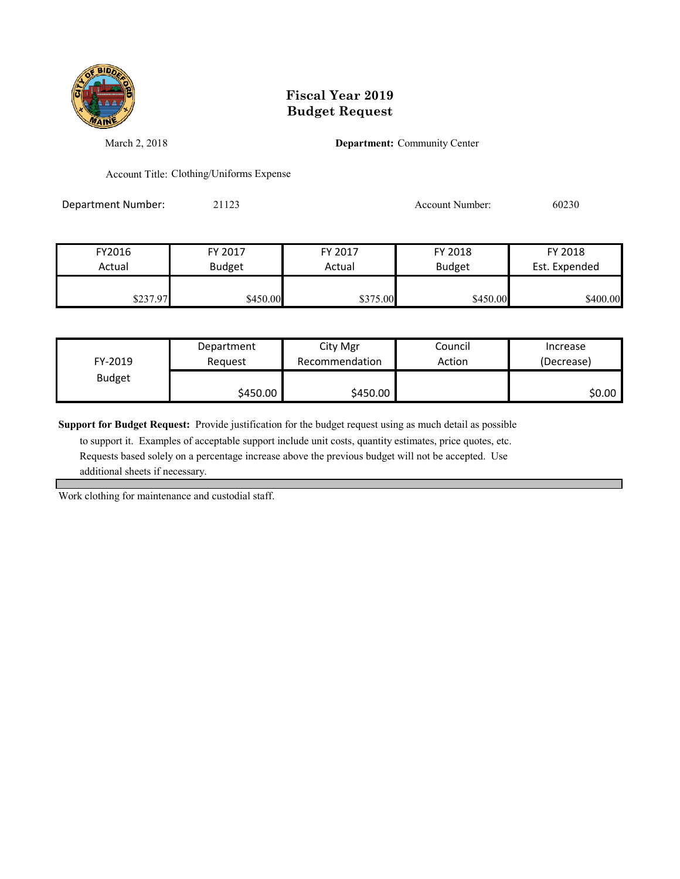# Fiscal Year 2019
# Budget Request

March 2, 2018

**Department:** Community Center

Account Title: Clothing/Uniforms Expense

Department Number: 21123

Account Number: 60230

| FY2016 Actual | FY 2017 Budget | FY 2017 Actual | FY 2018 Budget | FY 2018 Est. Expended |
|---|---|---|---|---|
| $237.97 | $450.00 | $375.00 | $450.00 | $400.00 |

| FY-2019 Budget | Department Request | City Mgr Recommendation | Council Action | Increase (Decrease) |
|---|---|---|---|---|
| | $450.00 | $450.00 | | $0.00 |

**Support for Budget Request:** Provide justification for the budget request using as much detail as possible to support it. Examples of acceptable support include unit costs, quantity estimates, price quotes, etc. Requests based solely on a percentage increase above the previous budget will not be accepted. Use additional sheets if necessary.

Work clothing for maintenance and custodial staff.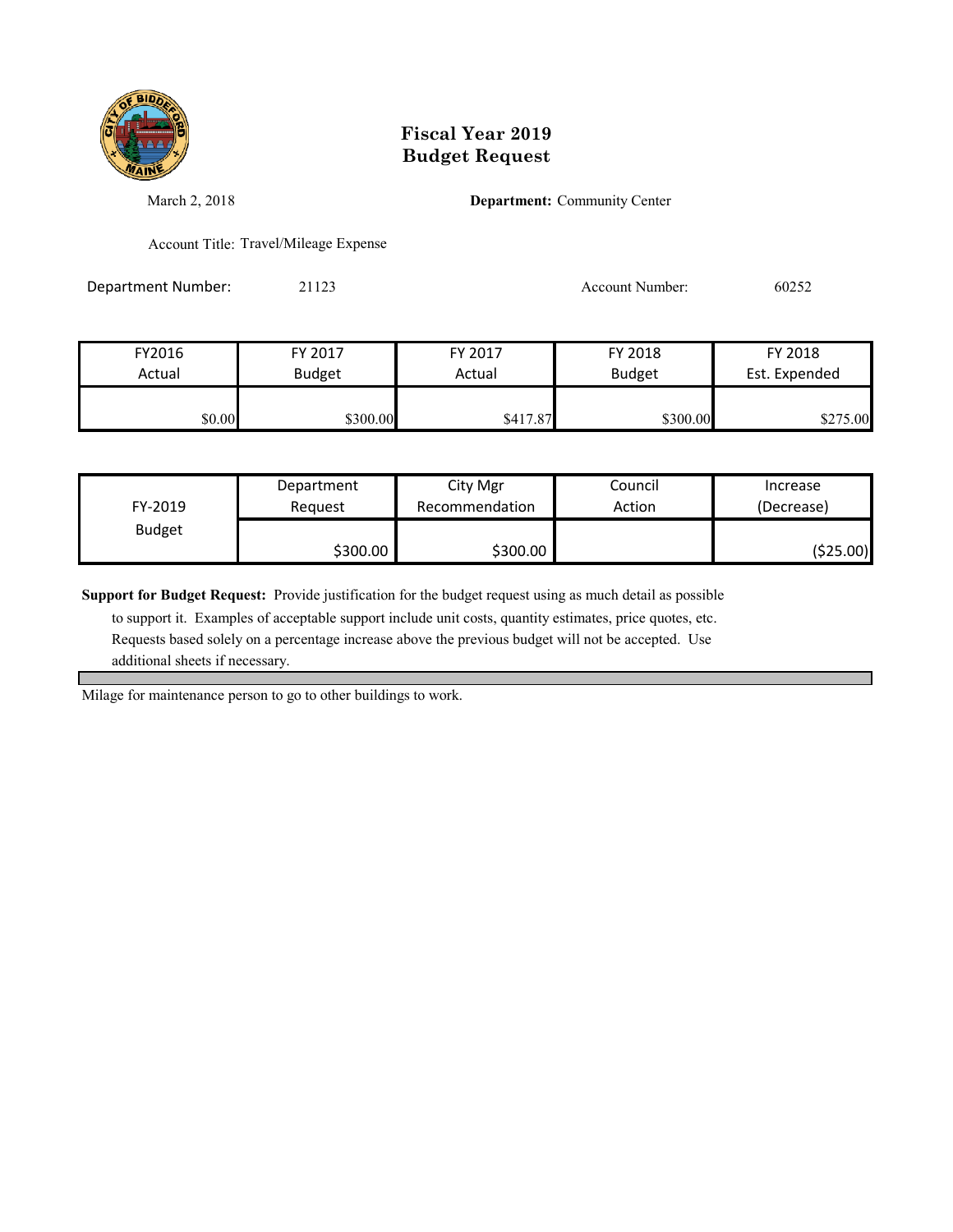# Fiscal Year 2019
# Budget Request

March 2, 2018

**Department:** Community Center

Account Title: Travel/Mileage Expense

Department Number: 21123

Account Number: 60252

| FY2016 Actual | FY 2017 Budget | FY 2017 Actual | FY 2018 Budget | FY 2018 Est. Expended |
|---|---|---|---|---|
| $0.00 | $300.00 | $417.87 | $300.00 | $275.00 |

| FY-2019 Budget | Department Request | City Mgr Recommendation | Council Action | Increase (Decrease) |
|---|---|---|---|---|
| | $300.00 | $300.00 | | ($25.00) |

**Support for Budget Request:** Provide justification for the budget request using as much detail as possible to support it. Examples of acceptable support include unit costs, quantity estimates, price quotes, etc. Requests based solely on a percentage increase above the previous budget will not be accepted. Use additional sheets if necessary.

Milage for maintenance person to go to other buildings to work.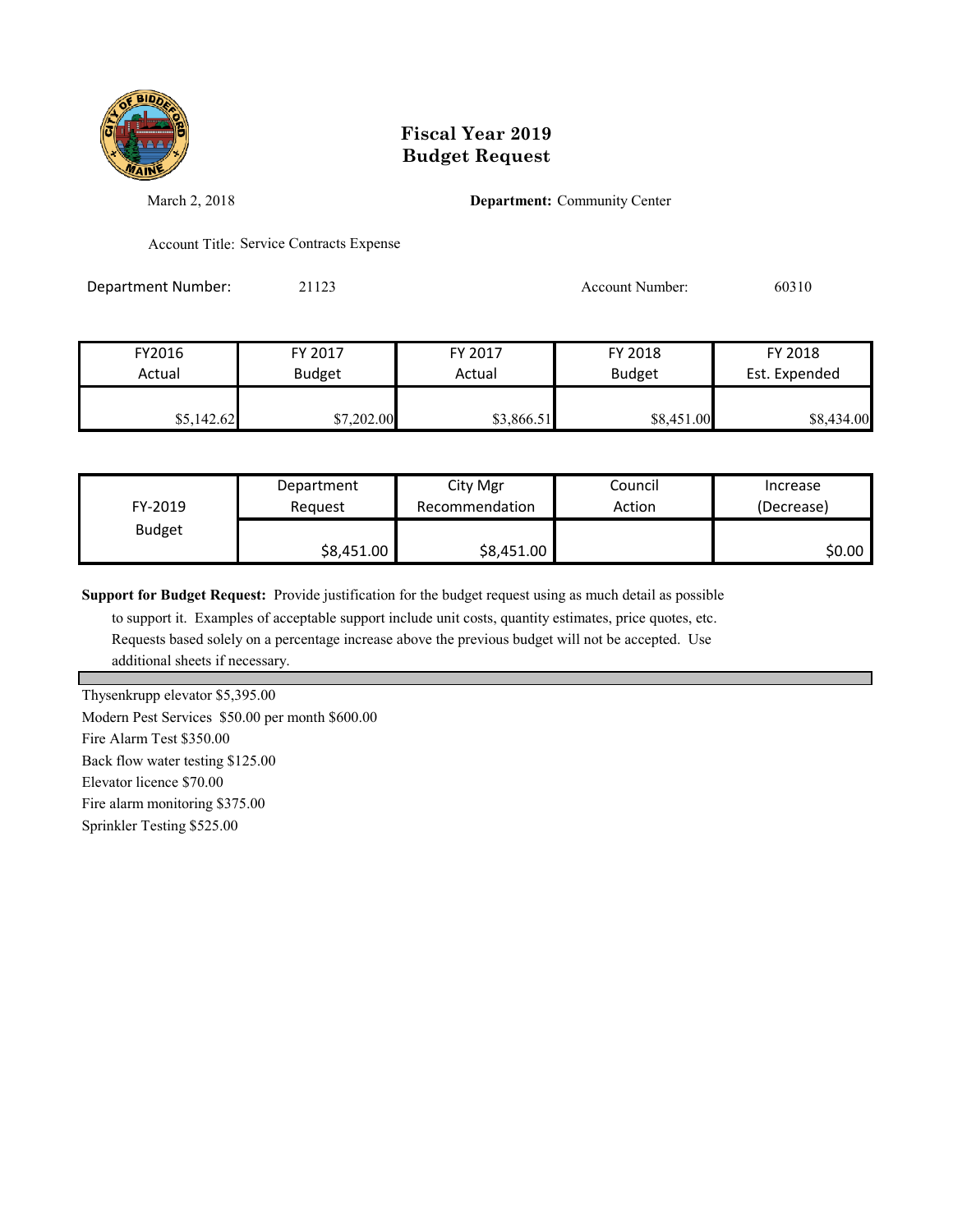# Fiscal Year 2019
# Budget Request

March 2, 2018

**Department:** Community Center

Account Title: Service Contracts Expense

Department Number: 21123

Account Number: 60310

| FY2016 Actual | FY 2017 Budget | FY 2017 Actual | FY 2018 Budget | FY 2018 Est. Expended |
|---|---|---|---|---|
| $5,142.62 | $7,202.00 | $3,866.51 | $8,451.00 | $8,434.00 |

| FY-2019 Budget | Department Request | City Mgr Recommendation | Council Action | Increase (Decrease) |
|---|---|---|---|---|
| | $8,451.00 | $8,451.00 | | $0.00 |

**Support for Budget Request:** Provide justification for the budget request using as much detail as possible to support it. Examples of acceptable support include unit costs, quantity estimates, price quotes, etc. Requests based solely on a percentage increase above the previous budget will not be accepted. Use additional sheets if necessary.

Thysenkrupp elevator $5,395.00
Modern Pest Services $50.00 per month $600.00
Fire Alarm Test $350.00
Back flow water testing $125.00
Elevator licence $70.00
Fire alarm monitoring $375.00
Sprinkler Testing $525.00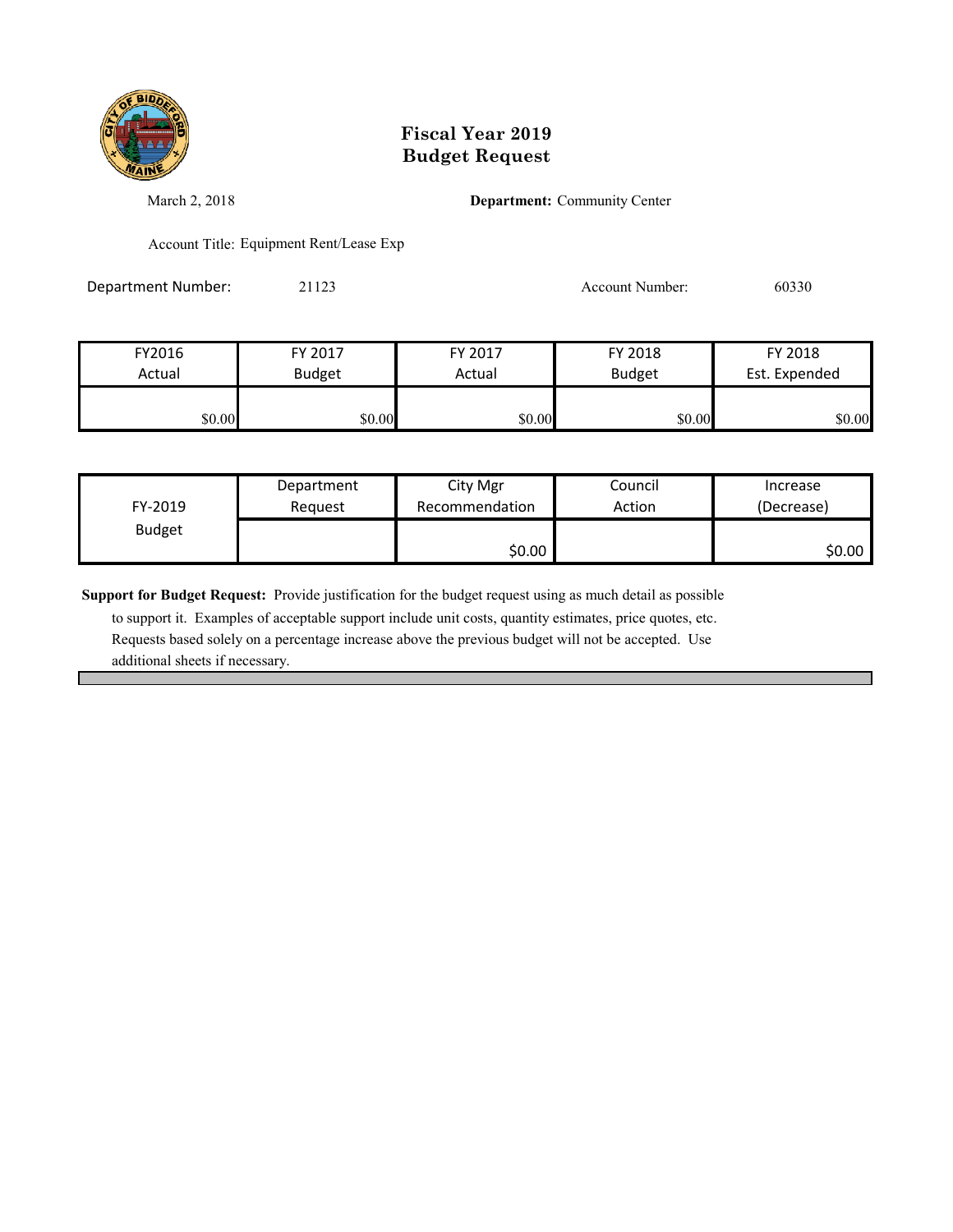# Fiscal Year 2019
# Budget Request

March 2, 2018

**Department:** Community Center

Account Title: Equipment Rent/Lease Exp

Department Number: 21123

Account Number: 60330

| FY2016 Actual | FY 2017 Budget | FY 2017 Actual | FY 2018 Budget | FY 2018 Est. Expended |
|---|---|---|---|---|
| $0.00 | $0.00 | $0.00 | $0.00 | $0.00 |

| FY-2019 Budget | Department Request | City Mgr Recommendation | Council Action | Increase (Decrease) |
|---|---|---|---|---|
| | | $0.00 | | $0.00 |

**Support for Budget Request:** Provide justification for the budget request using as much detail as possible to support it. Examples of acceptable support include unit costs, quantity estimates, price quotes, etc. Requests based solely on a percentage increase above the previous budget will not be accepted. Use additional sheets if necessary.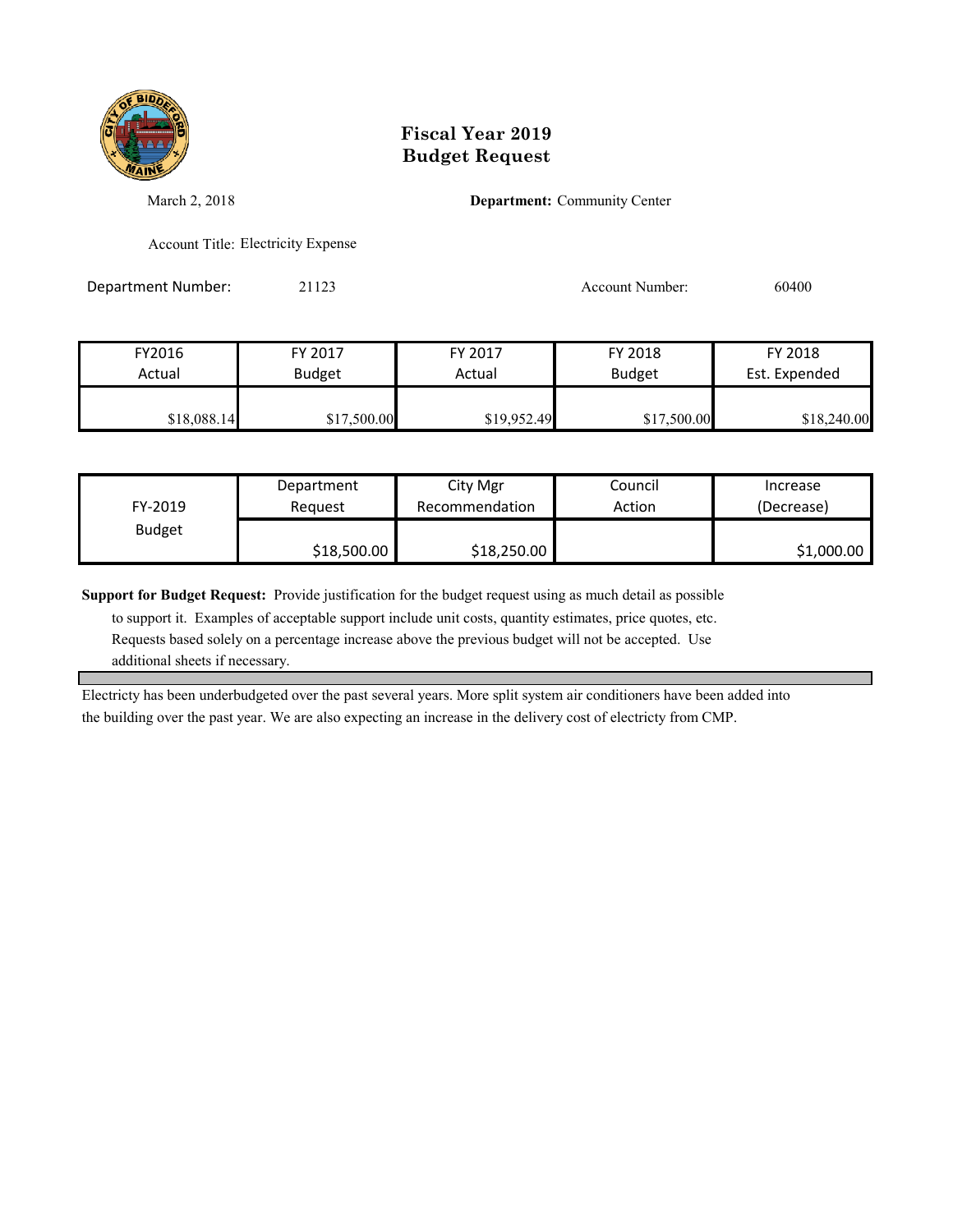# Fiscal Year 2019
# Budget Request

March 2, 2018

**Department:** Community Center

Account Title: Electricity Expense

Department Number: 21123

Account Number: 60400

| FY2016 Actual | FY 2017 Budget | FY 2017 Actual | FY 2018 Budget | FY 2018 Est. Expended |
|---|---|---|---|---|
| $18,088.14 | $17,500.00 | $19,952.49 | $17,500.00 | $18,240.00 |

| FY-2019 Budget | Department Request | City Mgr Recommendation | Council Action | Increase (Decrease) |
|---|---|---|---|---|
| | $18,500.00 | $18,250.00 | | $1,000.00 |

**Support for Budget Request:** Provide justification for the budget request using as much detail as possible to support it. Examples of acceptable support include unit costs, quantity estimates, price quotes, etc. Requests based solely on a percentage increase above the previous budget will not be accepted. Use additional sheets if necessary.

Electricity has been underbudgeted over the past several years. More split system air conditioners have been added into the building over the past year. We are also expecting an increase in the delivery cost of electricty from CMP.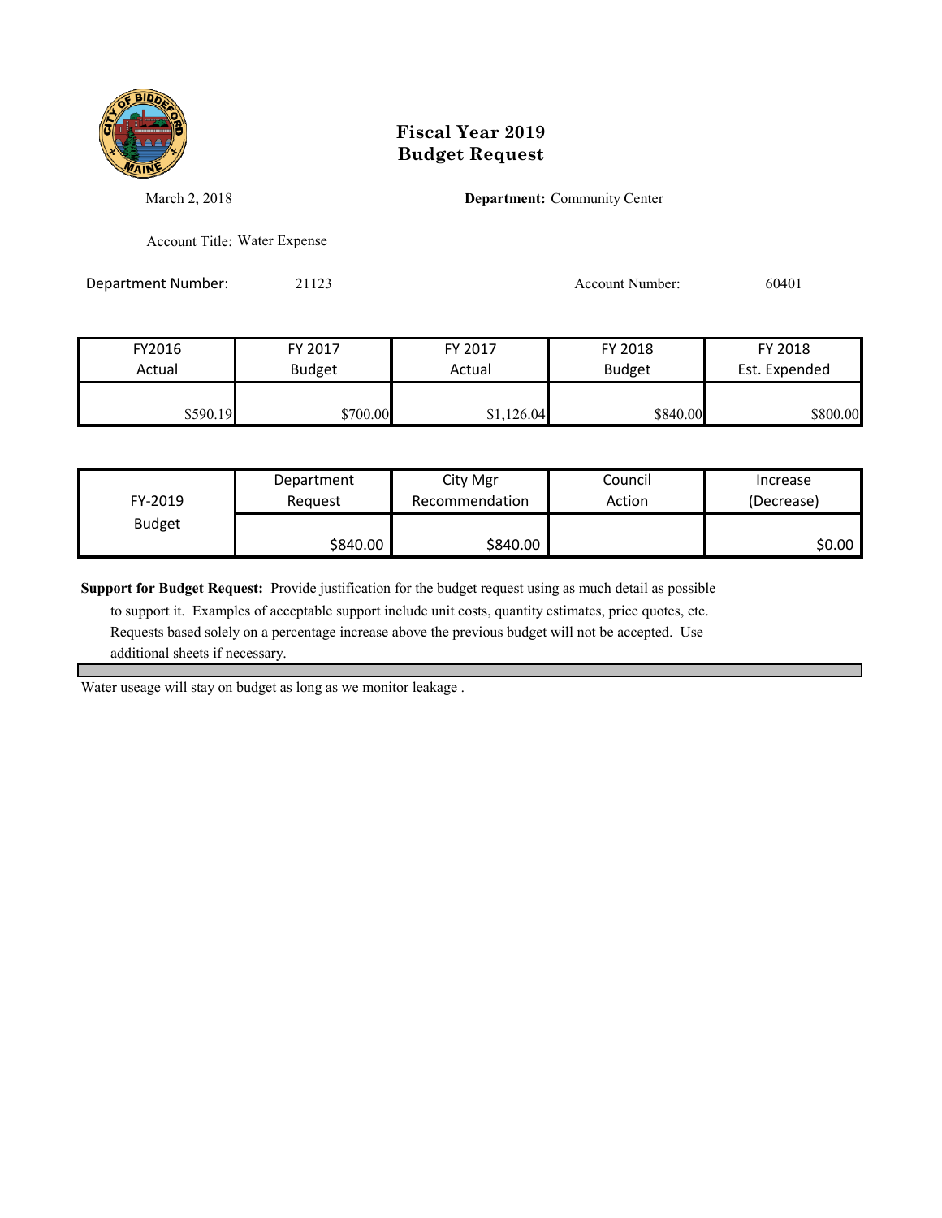# Fiscal Year 2019
# Budget Request

March 2, 2018

**Department:** Community Center

Account Title: Water Expense

Department Number: 21123

Account Number: 60401

| FY2016 Actual | FY 2017 Budget | FY 2017 Actual | FY 2018 Budget | FY 2018 Est. Expended |
|---|---|---|---|---|
| $590.19 | $700.00 | $1,126.04 | $840.00 | $800.00 |

| FY-2019 Budget | Department Request | City Mgr Recommendation | Council Action | Increase (Decrease) |
|---|---|---|---|---|
| | $840.00 | $840.00 | | $0.00 |

**Support for Budget Request:** Provide justification for the budget request using as much detail as possible to support it. Examples of acceptable support include unit costs, quantity estimates, price quotes, etc. Requests based solely on a percentage increase above the previous budget will not be accepted. Use additional sheets if necessary.

Water useage will stay on budget as long as we monitor leakage .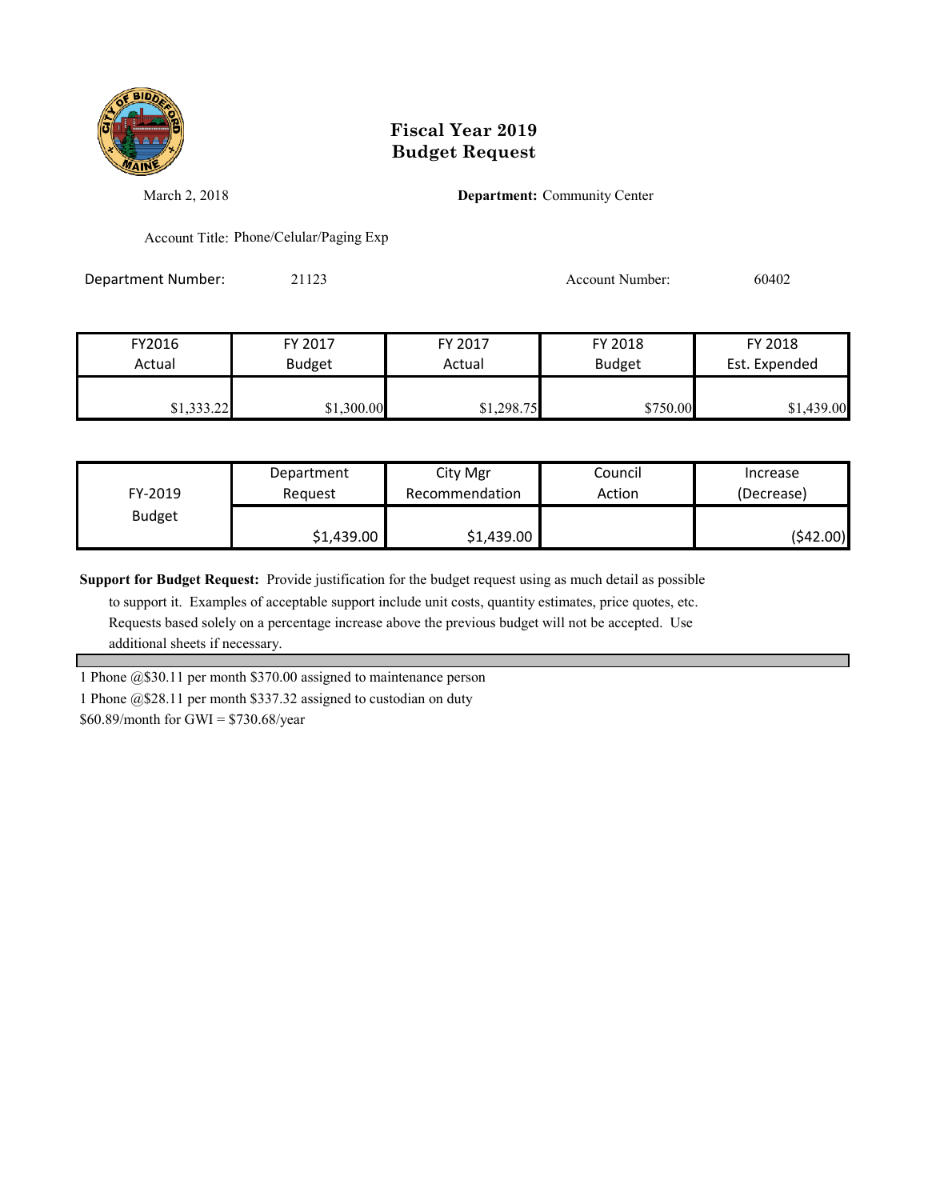# Fiscal Year 2019
# Budget Request

March 2, 2018

**Department:** Community Center

Account Title: Phone/Celular/Paging Exp

Department Number: 21123

Account Number: 60402

| FY2016 Actual | FY 2017 Budget | FY 2017 Actual | FY 2018 Budget | FY 2018 Est. Expended |
|---|---|---|---|---|
| $1,333.22 | $1,300.00 | $1,298.75 | $750.00 | $1,439.00 |

| FY-2019 Budget | Department Request | City Mgr Recommendation | Council Action | Increase (Decrease) |
|---|---|---|---|---|
| | $1,439.00 | $1,439.00 | | ($42.00) |

**Support for Budget Request:** Provide justification for the budget request using as much detail as possible to support it. Examples of acceptable support include unit costs, quantity estimates, price quotes, etc. Requests based solely on a percentage increase above the previous budget will not be accepted. Use additional sheets if necessary.

1 Phone @$30.11 per month $370.00 assigned to maintenance person

1 Phone @$28.11 per month $337.32 assigned to custodian on duty

$60.89/month for GWI = $730.68/year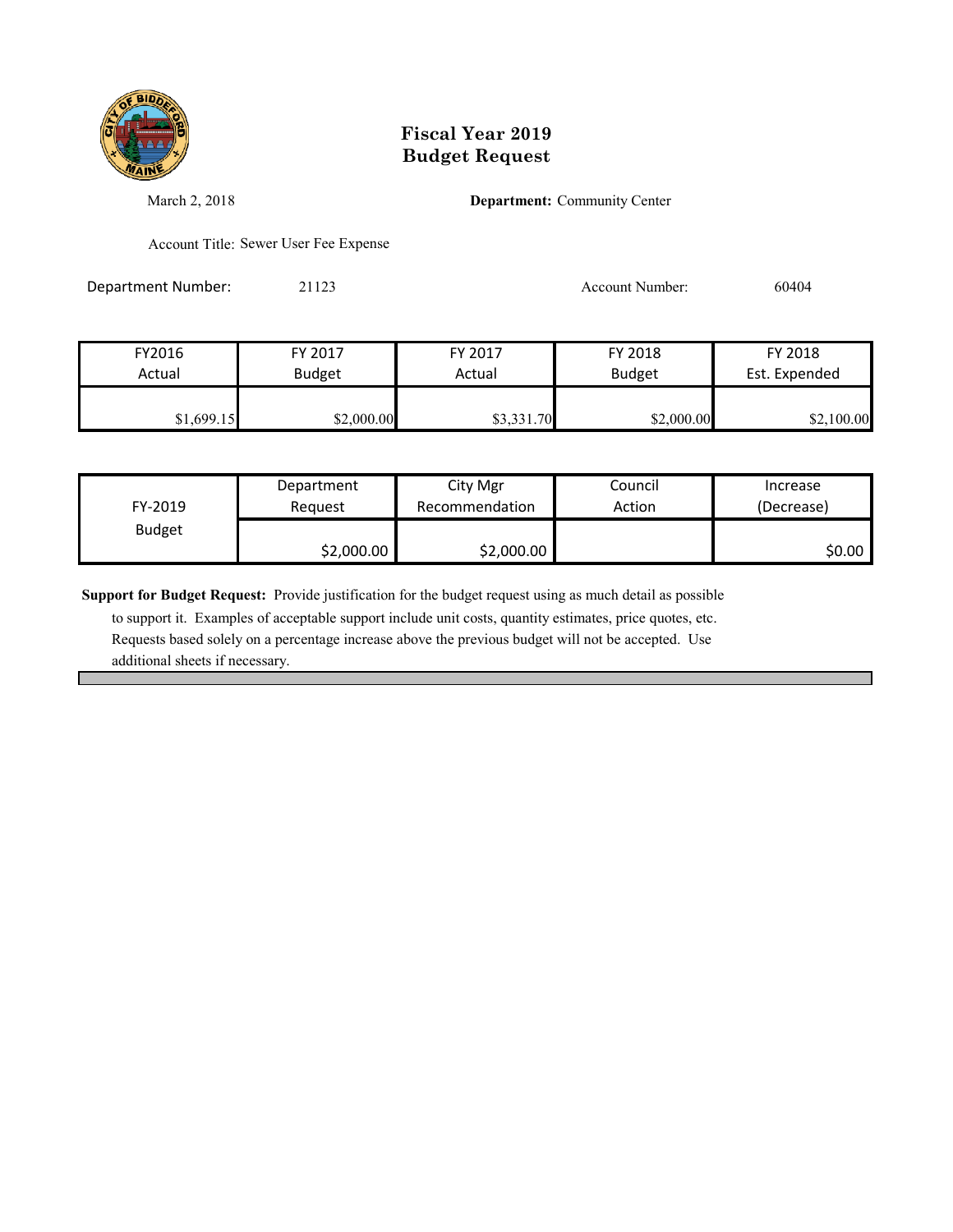# Fiscal Year 2019
# Budget Request

March 2, 2018

**Department:** Community Center

Account Title: Sewer User Fee Expense

Department Number: 21123

Account Number: 60404

| FY2016 Actual | FY 2017 Budget | FY 2017 Actual | FY 2018 Budget | FY 2018 Est. Expended |
|---|---|---|---|---|
| $1,699.15 | $2,000.00 | $3,331.70 | $2,000.00 | $2,100.00 |

| FY-2019 Budget | Department Request | City Mgr Recommendation | Council Action | Increase (Decrease) |
|---|---|---|---|---|
| | $2,000.00 | $2,000.00 | | $0.00 |

**Support for Budget Request:** Provide justification for the budget request using as much detail as possible to support it. Examples of acceptable support include unit costs, quantity estimates, price quotes, etc. Requests based solely on a percentage increase above the previous budget will not be accepted. Use additional sheets if necessary.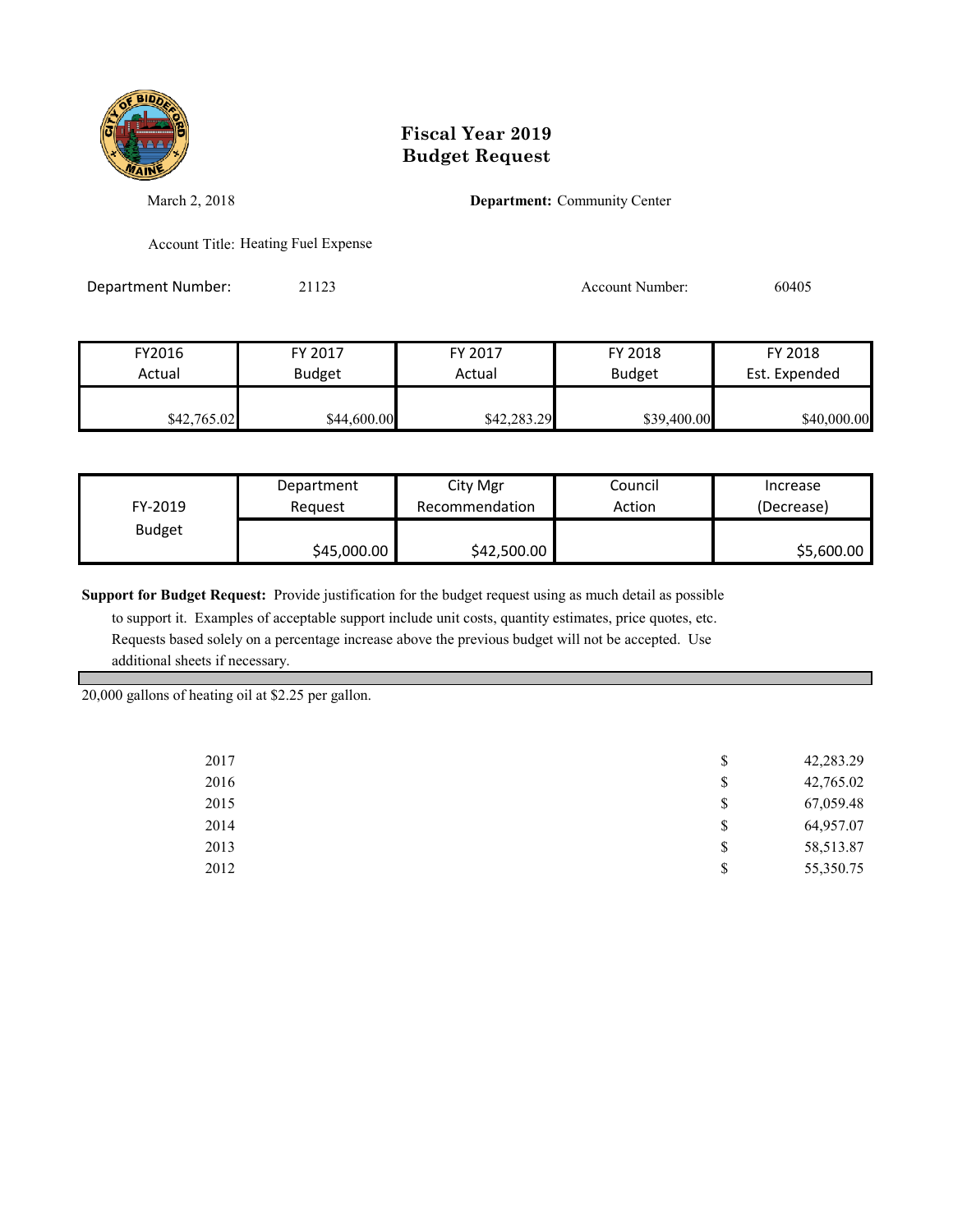# Fiscal Year 2019
# Budget Request

March 2, 2018

**Department:** Community Center

Account Title: Heating Fuel Expense

Department Number: 21123

Account Number: 60405

| FY2016 Actual | FY 2017 Budget | FY 2017 Actual | FY 2018 Budget | FY 2018 Est. Expended |
|---|---|---|---|---|
| $42,765.02 | $44,600.00 | $42,283.29 | $39,400.00 | $40,000.00 |

| FY-2019 Budget | Department Request | City Mgr Recommendation | Council Action | Increase (Decrease) |
|---|---|---|---|---|
| | $45,000.00 | $42,500.00 | | $5,600.00 |

**Support for Budget Request:** Provide justification for the budget request using as much detail as possible to support it. Examples of acceptable support include unit costs, quantity estimates, price quotes, etc. Requests based solely on a percentage increase above the previous budget will not be accepted. Use additional sheets if necessary.

20,000 gallons of heating oil at $2.25 per gallon.

| Year | | Amount |
|---|---|---|
| 2017 | $ | 42,283.29 |
| 2016 | $ | 42,765.02 |
| 2015 | $ | 67,059.48 |
| 2014 | $ | 64,957.07 |
| 2013 | $ | 58,513.87 |
| 2012 | $ | 55,350.75 |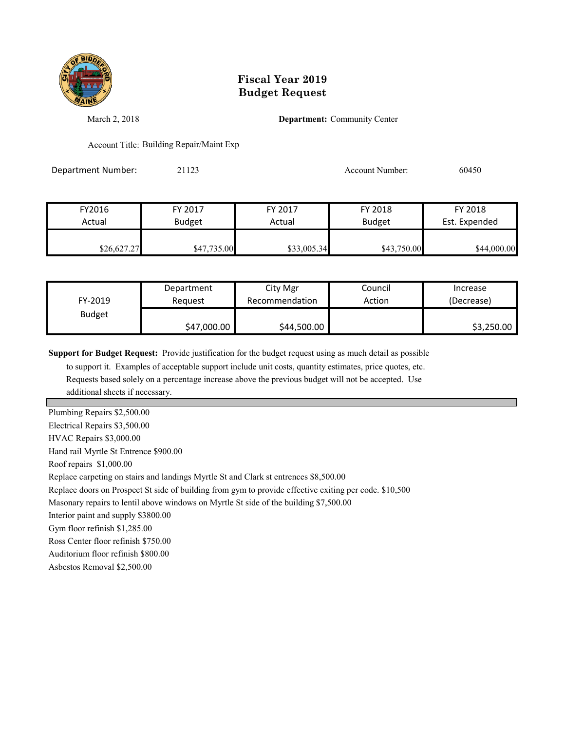# Fiscal Year 2019
# Budget Request

March 2, 2018

**Department:** Community Center

Account Title: Building Repair/Maint Exp

Department Number: 21123

Account Number: 60450

| FY2016 Actual | FY 2017 Budget | FY 2017 Actual | FY 2018 Budget | FY 2018 Est. Expended |
|---|---|---|---|---|
| $26,627.27 | $47,735.00 | $33,005.34 | $43,750.00 | $44,000.00 |

| FY-2019 Budget | Department Request | City Mgr Recommendation | Council Action | Increase (Decrease) |
|---|---|---|---|---|
| | $47,000.00 | $44,500.00 | | $3,250.00 |

**Support for Budget Request:** Provide justification for the budget request using as much detail as possible to support it. Examples of acceptable support include unit costs, quantity estimates, price quotes, etc. Requests based solely on a percentage increase above the previous budget will not be accepted. Use additional sheets if necessary.

Plumbing Repairs $2,500.00
Electrical Repairs $3,500.00
HVAC Repairs $3,000.00
Hand rail Myrtle St Entrence $900.00
Roof repairs $1,000.00
Replace carpeting on stairs and landings Myrtle St and Clark st entrences $8,500.00
Replace doors on Prospect St side of building from gym to provide effective exiting per code. $10,500
Masonary repairs to lentil above windows on Myrtle St side of the building $7,500.00
Interior paint and supply $3800.00
Gym floor refinish $1,285.00
Ross Center floor refinish $750.00
Auditorium floor refinish $800.00
Asbestos Removal $2,500.00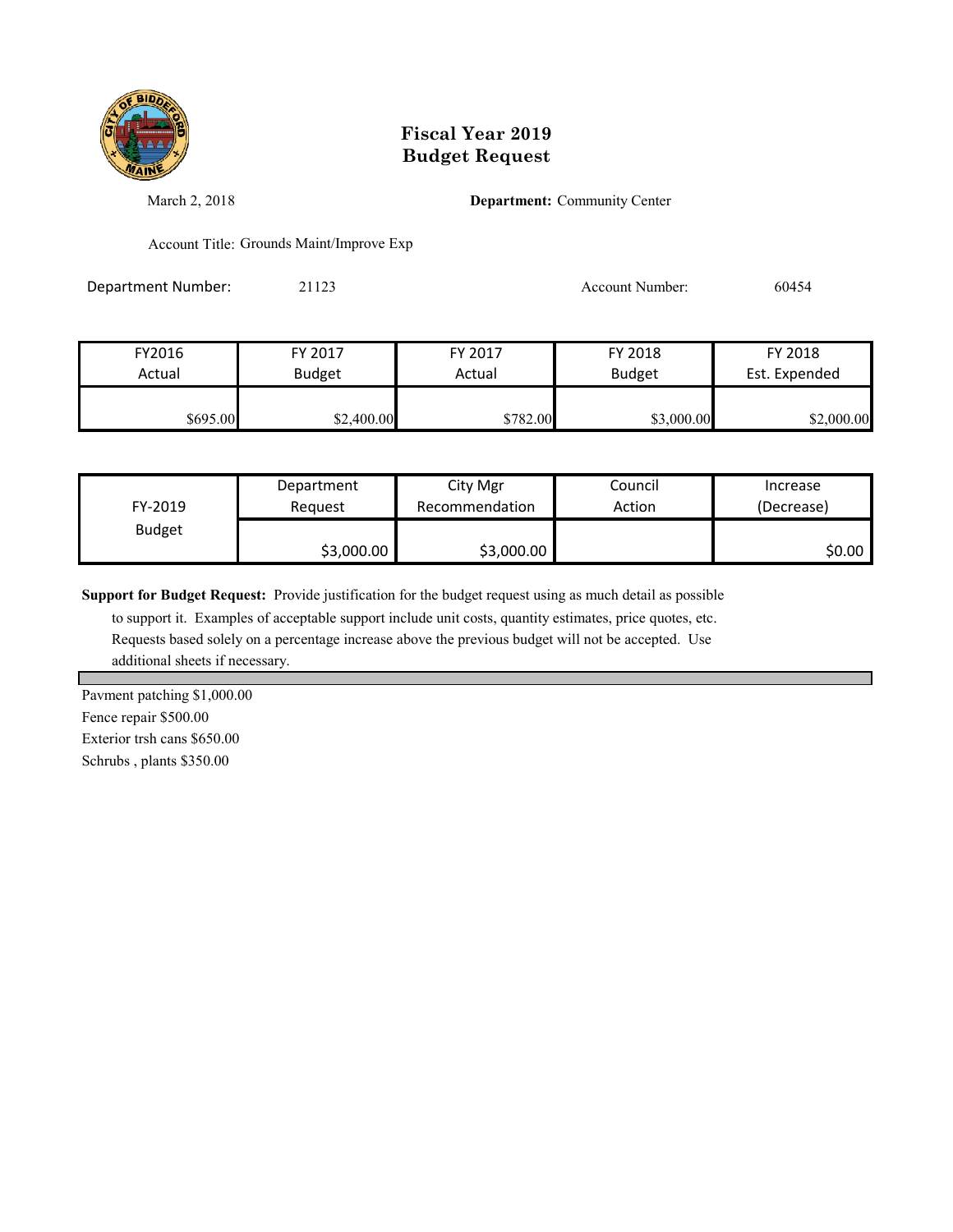# Fiscal Year 2019
# Budget Request

March 2, 2018

**Department:** Community Center

Account Title: Grounds Maint/Improve Exp

Department Number: 21123

Account Number: 60454

| FY2016 Actual | FY 2017 Budget | FY 2017 Actual | FY 2018 Budget | FY 2018 Est. Expended |
|---|---|---|---|---|
| $695.00 | $2,400.00 | $782.00 | $3,000.00 | $2,000.00 |

| FY-2019 Budget | Department Request | City Mgr Recommendation | Council Action | Increase (Decrease) |
|---|---|---|---|---|
| | $3,000.00 | $3,000.00 | | $0.00 |

**Support for Budget Request:** Provide justification for the budget request using as much detail as possible to support it. Examples of acceptable support include unit costs, quantity estimates, price quotes, etc. Requests based solely on a percentage increase above the previous budget will not be accepted. Use additional sheets if necessary.

Pavment patching $1,000.00

Fence repair $500.00

Exterior trsh cans $650.00

Schrubs , plants $350.00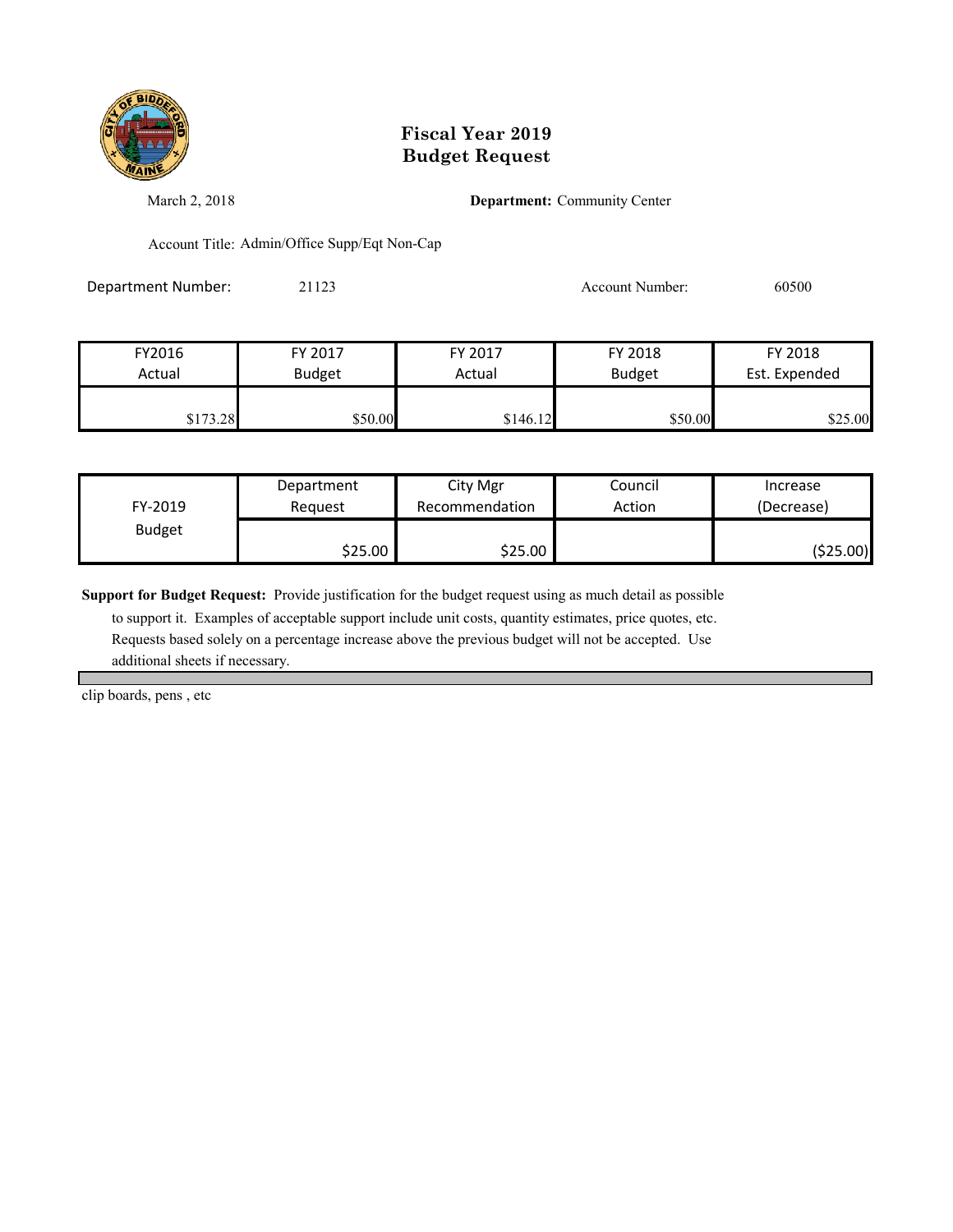# Fiscal Year 2019
# Budget Request

March 2, 2018

**Department:** Community Center

Account Title: Admin/Office Supp/Eqt Non-Cap

Department Number: 21123

Account Number: 60500

| FY2016 Actual | FY 2017 Budget | FY 2017 Actual | FY 2018 Budget | FY 2018 Est. Expended |
|---|---|---|---|---|
| $173.28 | $50.00 | $146.12 | $50.00 | $25.00 |

| FY-2019 Budget | Department Request | City Mgr Recommendation | Council Action | Increase (Decrease) |
|---|---|---|---|---|
| | $25.00 | $25.00 | | ($25.00) |

**Support for Budget Request:** Provide justification for the budget request using as much detail as possible to support it. Examples of acceptable support include unit costs, quantity estimates, price quotes, etc. Requests based solely on a percentage increase above the previous budget will not be accepted. Use additional sheets if necessary.

clip boards, pens , etc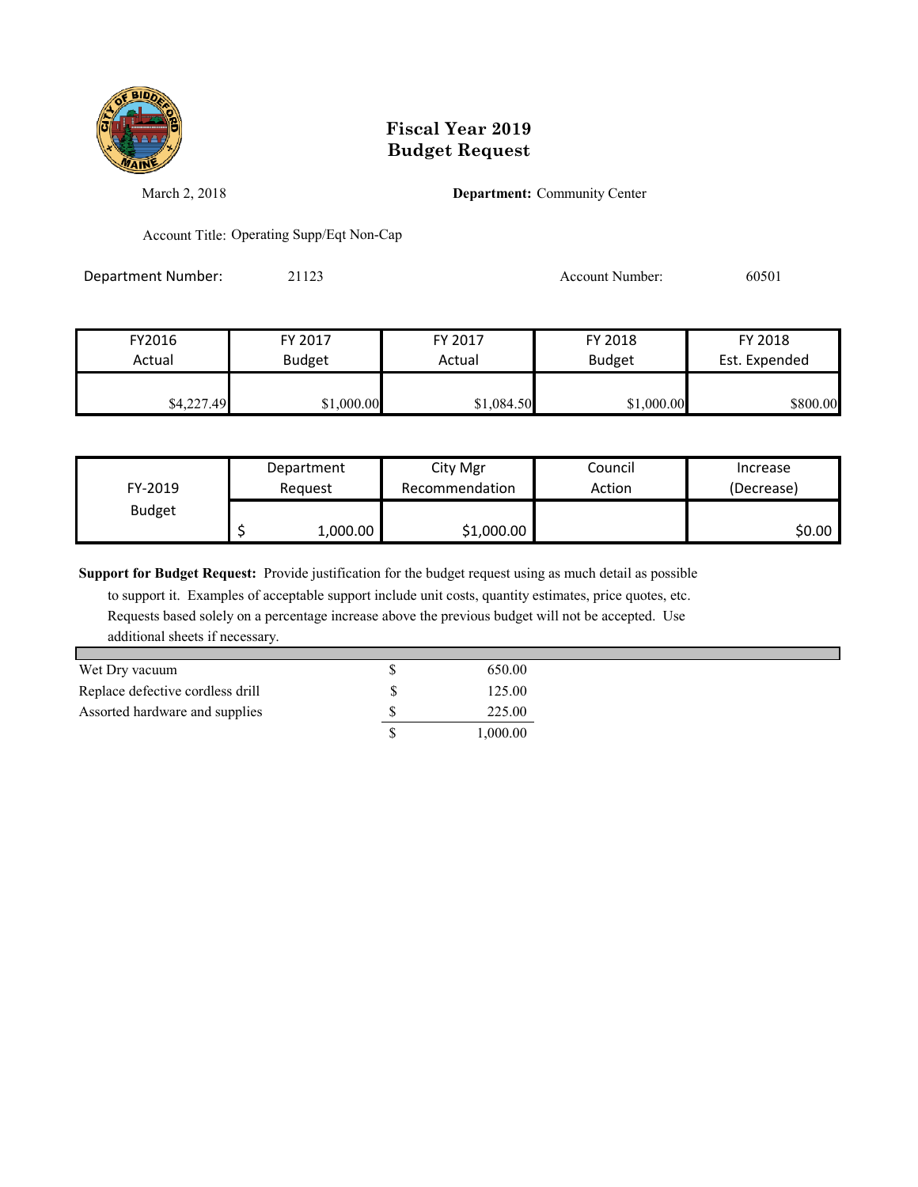# Fiscal Year 2019 Budget Request

March 2, 2018

**Department:** Community Center

Account Title: Operating Supp/Eqt Non-Cap

Department Number: 21123

Account Number: 60501

| FY2016 Actual | FY 2017 Budget | FY 2017 Actual | FY 2018 Budget | FY 2018 Est. Expended |
|---|---|---|---|---|
| $4,227.49 | $1,000.00 | $1,084.50 | $1,000.00 | $800.00 |

| FY-2019 Budget | Department Request | City Mgr Recommendation | Council Action | Increase (Decrease) |
|---|---|---|---|---|
| | $ 1,000.00 | $1,000.00 | | $0.00 |

**Support for Budget Request:** Provide justification for the budget request using as much detail as possible to support it. Examples of acceptable support include unit costs, quantity estimates, price quotes, etc. Requests based solely on a percentage increase above the previous budget will not be accepted. Use additional sheets if necessary.

| Item | Amount |
|---|---|
| Wet Dry vacuum | $ 650.00 |
| Replace defective cordless drill | $ 125.00 |
| Assorted hardware and supplies | $ 225.00 |
| | $ 1,000.00 |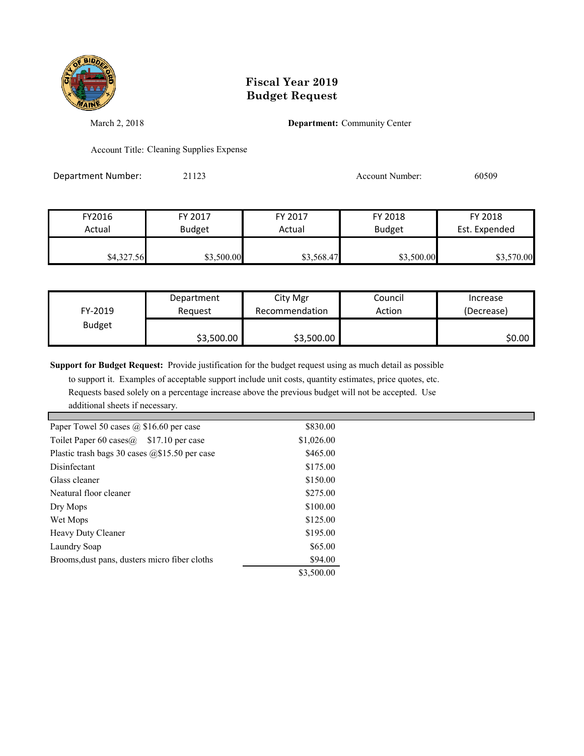# Fiscal Year 2019
# Budget Request

March 2, 2018

**Department:** Community Center

Account Title: Cleaning Supplies Expense

Department Number: 21123

Account Number: 60509

| FY2016 Actual | FY 2017 Budget | FY 2017 Actual | FY 2018 Budget | FY 2018 Est. Expended |
|---|---|---|---|---|
| $4,327.56 | $3,500.00 | $3,568.47 | $3,500.00 | $3,570.00 |

| FY-2019 Budget | Department Request | City Mgr Recommendation | Council Action | Increase (Decrease) |
|---|---|---|---|---|
| | $3,500.00 | $3,500.00 | | $0.00 |

**Support for Budget Request:** Provide justification for the budget request using as much detail as possible to support it. Examples of acceptable support include unit costs, quantity estimates, price quotes, etc. Requests based solely on a percentage increase above the previous budget will not be accepted. Use additional sheets if necessary.

| | |
|---|---|
| Paper Towel 50 cases @ $16.60 per case | $830.00 |
| Toilet Paper 60 cases@ $17.10 per case | $1,026.00 |
| Plastic trash bags 30 cases @$15.50 per case | $465.00 |
| Disinfectant | $175.00 |
| Glass cleaner | $150.00 |
| Neatural floor cleaner | $275.00 |
| Dry Mops | $100.00 |
| Wet Mops | $125.00 |
| Heavy Duty Cleaner | $195.00 |
| Laundry Soap | $65.00 |
| Brooms,dust pans, dusters micro fiber cloths | $94.00 |
| | $3,500.00 |